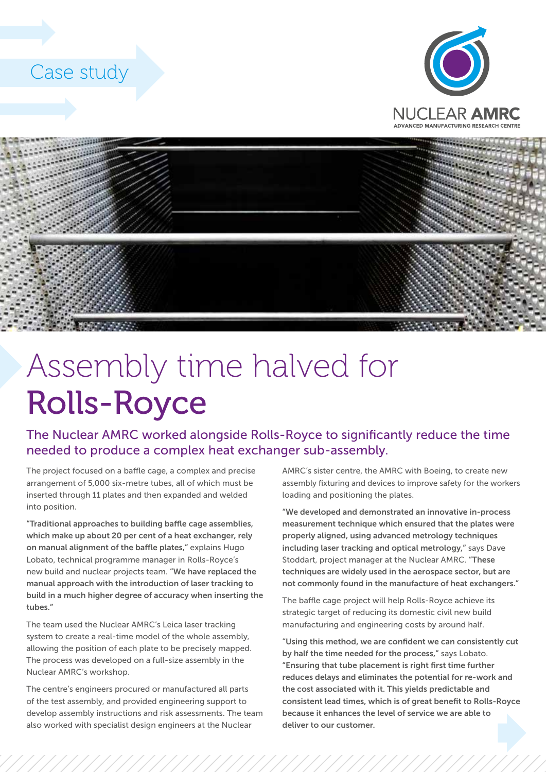Case study

NUCLEAR AMRC
ADVANCED MANUFACTURING RESEARCH CENTRE

# Assembly time halved for Rolls-Royce

## The Nuclear AMRC worked alongside Rolls-Royce to significantly reduce the time needed to produce a complex heat exchanger sub-assembly.

The project focused on a baffle cage, a complex and precise arrangement of 5,000 six-metre tubes, all of which must be inserted through 11 plates and then expanded and welded into position.

**"Traditional approaches to building baffle cage assemblies, which make up about 20 per cent of a heat exchanger, rely on manual alignment of the baffle plates,"** explains Hugo Lobato, technical programme manager in Rolls-Royce's new build and nuclear projects team. **"We have replaced the manual approach with the introduction of laser tracking to build in a much higher degree of accuracy when inserting the tubes."**

The team used the Nuclear AMRC's Leica laser tracking system to create a real-time model of the whole assembly, allowing the position of each plate to be precisely mapped. The process was developed on a full-size assembly in the Nuclear AMRC's workshop.

The centre's engineers procured or manufactured all parts of the test assembly, and provided engineering support to develop assembly instructions and risk assessments. The team also worked with specialist design engineers at the Nuclear AMRC's sister centre, the AMRC with Boeing, to create new assembly fixturing and devices to improve safety for the workers loading and positioning the plates.

**"We developed and demonstrated an innovative in-process measurement technique which ensured that the plates were properly aligned, using advanced metrology techniques including laser tracking and optical metrology,"** says Dave Stoddart, project manager at the Nuclear AMRC. **"These techniques are widely used in the aerospace sector, but are not commonly found in the manufacture of heat exchangers."**

The baffle cage project will help Rolls-Royce achieve its strategic target of reducing its domestic civil new build manufacturing and engineering costs by around half.

**"Using this method, we are confident we can consistently cut by half the time needed for the process,"** says Lobato. **"Ensuring that tube placement is right first time further reduces delays and eliminates the potential for re-work and the cost associated with it. This yields predictable and consistent lead times, which is of great benefit to Rolls-Royce because it enhances the level of service we are able to deliver to our customer.**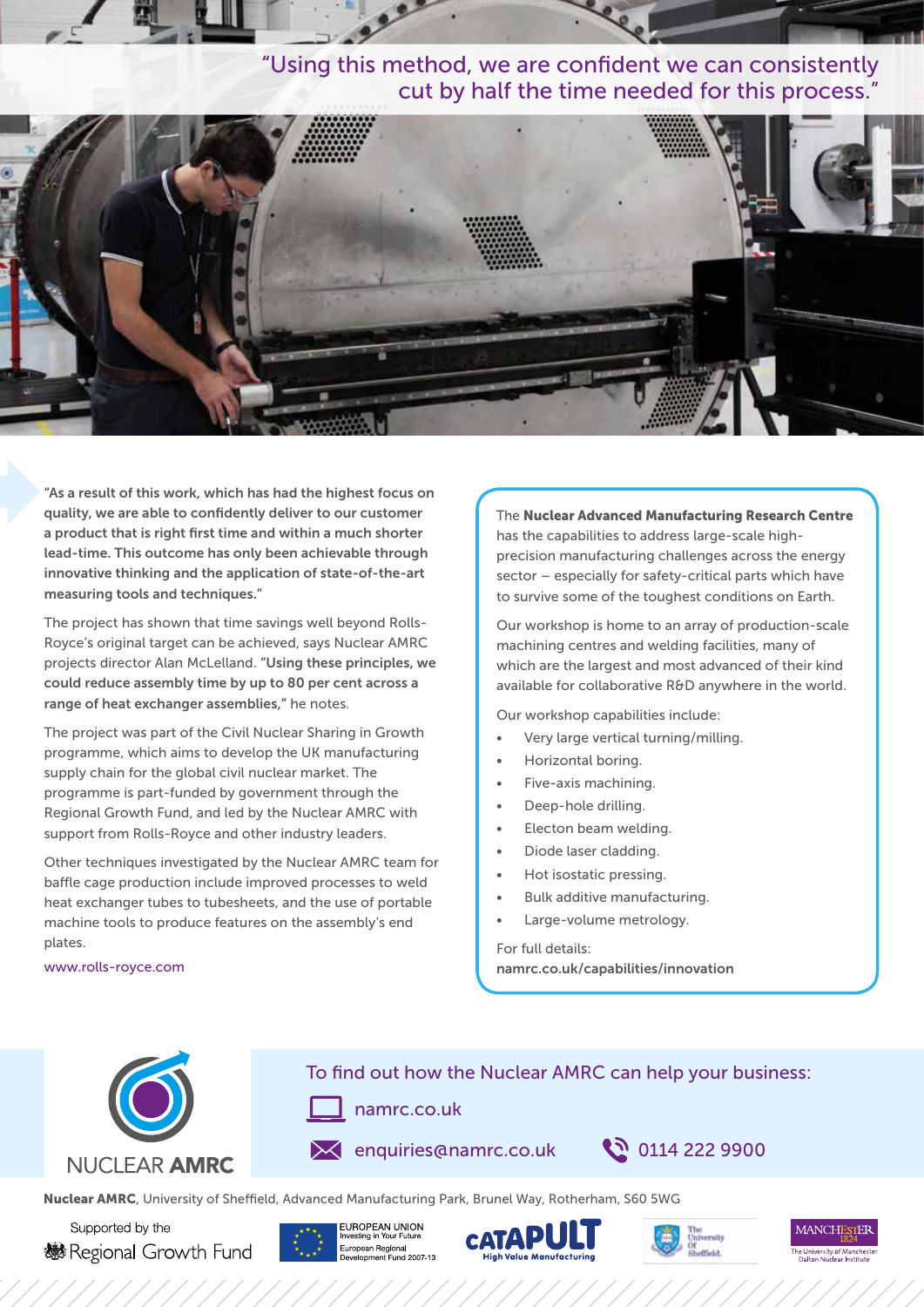"Using this method, we are confident we can consistently cut by half the time needed for this process."

**"As a result of this work, which has had the highest focus on quality, we are able to confidently deliver to our customer a product that is right first time and within a much shorter lead-time. This outcome has only been achievable through innovative thinking and the application of state-of-the-art measuring tools and techniques."**

The project has shown that time savings well beyond Rolls-Royce's original target can be achieved, says Nuclear AMRC projects director Alan McLelland. **"Using these principles, we could reduce assembly time by up to 80 per cent across a range of heat exchanger assemblies,"** he notes.

The project was part of the Civil Nuclear Sharing in Growth programme, which aims to develop the UK manufacturing supply chain for the global civil nuclear market. The programme is part-funded by government through the Regional Growth Fund, and led by the Nuclear AMRC with support from Rolls-Royce and other industry leaders.

Other techniques investigated by the Nuclear AMRC team for baffle cage production include improved processes to weld heat exchanger tubes to tubesheets, and the use of portable machine tools to produce features on the assembly's end plates.

www.rolls-royce.com

The **Nuclear Advanced Manufacturing Research Centre** has the capabilities to address large-scale high-precision manufacturing challenges across the energy sector – especially for safety-critical parts which have to survive some of the toughest conditions on Earth.

Our workshop is home to an array of production-scale machining centres and welding facilities, many of which are the largest and most advanced of their kind available for collaborative R&D anywhere in the world.

Our workshop capabilities include:

- Very large vertical turning/milling.
- Horizontal boring.
- Five-axis machining.
- Deep-hole drilling.
- Electon beam welding.
- Diode laser cladding.
- Hot isostatic pressing.
- Bulk additive manufacturing.
- Large-volume metrology.

For full details:
namrc.co.uk/capabilities/innovation

NUCLEAR **AMRC**

To find out how the Nuclear AMRC can help your business:

namrc.co.uk

enquiries@namrc.co.uk

0114 222 9900

**Nuclear AMRC**, University of Sheffield, Advanced Manufacturing Park, Brunel Way, Rotherham, S60 5WG

Supported by the Regional Growth Fund

EUROPEAN UNION Investing in Your Future European Regional Development Fund 2007-13

CATAPULT High Value Manufacturing

The University Of Sheffield.

MANCHESTER 1824 The University of Manchester Dalton Nuclear Institute